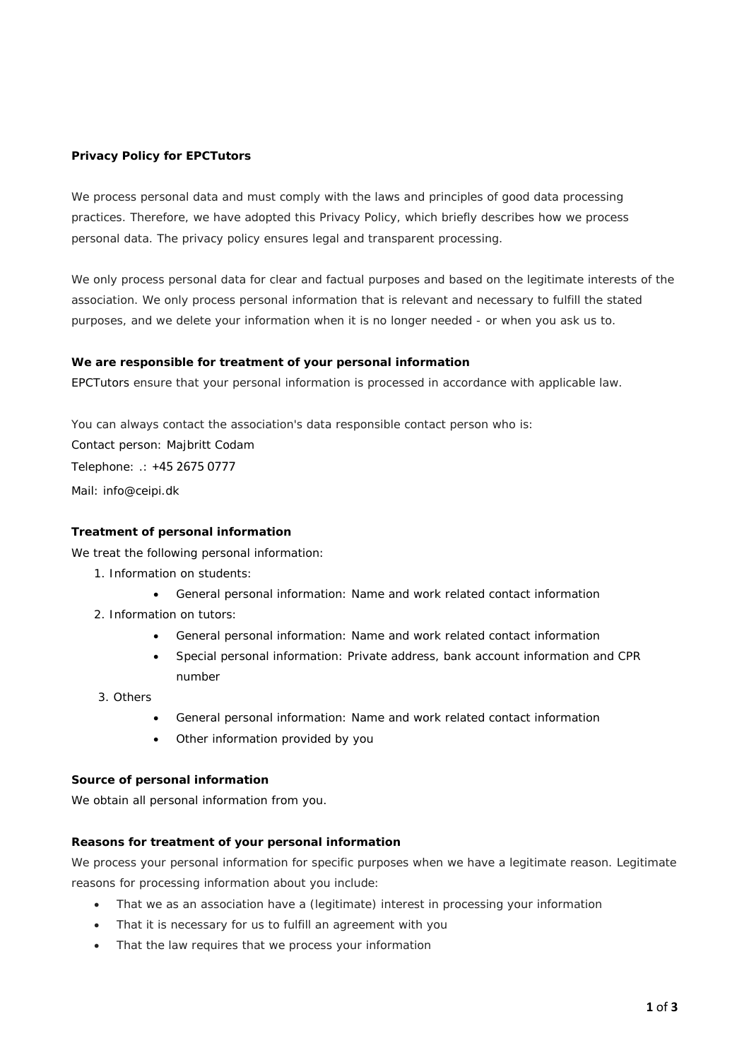**Privacy Policy for EPCTutors**

We process personal data and must comply with the laws and principles of good data processing practices. Therefore, we have adopted this Privacy Policy, which briefly describes how we process personal data. The privacy policy ensures legal and transparent processing.

We only process personal data for clear and factual purposes and based on the legitimate interests of the association. We only process personal information that is relevant and necessary to fulfill the stated purposes, and we delete your information when it is no longer needed - or when you ask us to.

**We are responsible for treatment of your personal information**

EPCTutors ensure that your personal information is processed in accordance with applicable law.

You can always contact the association's data responsible contact person who is:
Contact person: Majbritt Codam
Telephone: .: +45 2675 0777
Mail: info@ceipi.dk

**Treatment of personal information**

We treat the following personal information:

1. Information on students:
   - General personal information: Name and work related contact information
2. Information on tutors:
   - General personal information: Name and work related contact information
   - Special personal information: Private address, bank account information and CPR number
3. Others
   - General personal information: Name and work related contact information
   - Other information provided by you

**Source of personal information**

We obtain all personal information from you.

**Reasons for treatment of your personal information**

We process your personal information for specific purposes when we have a legitimate reason. Legitimate reasons for processing information about you include:

- That we as an association have a (legitimate) interest in processing your information
- That it is necessary for us to fulfill an agreement with you
- That the law requires that we process your information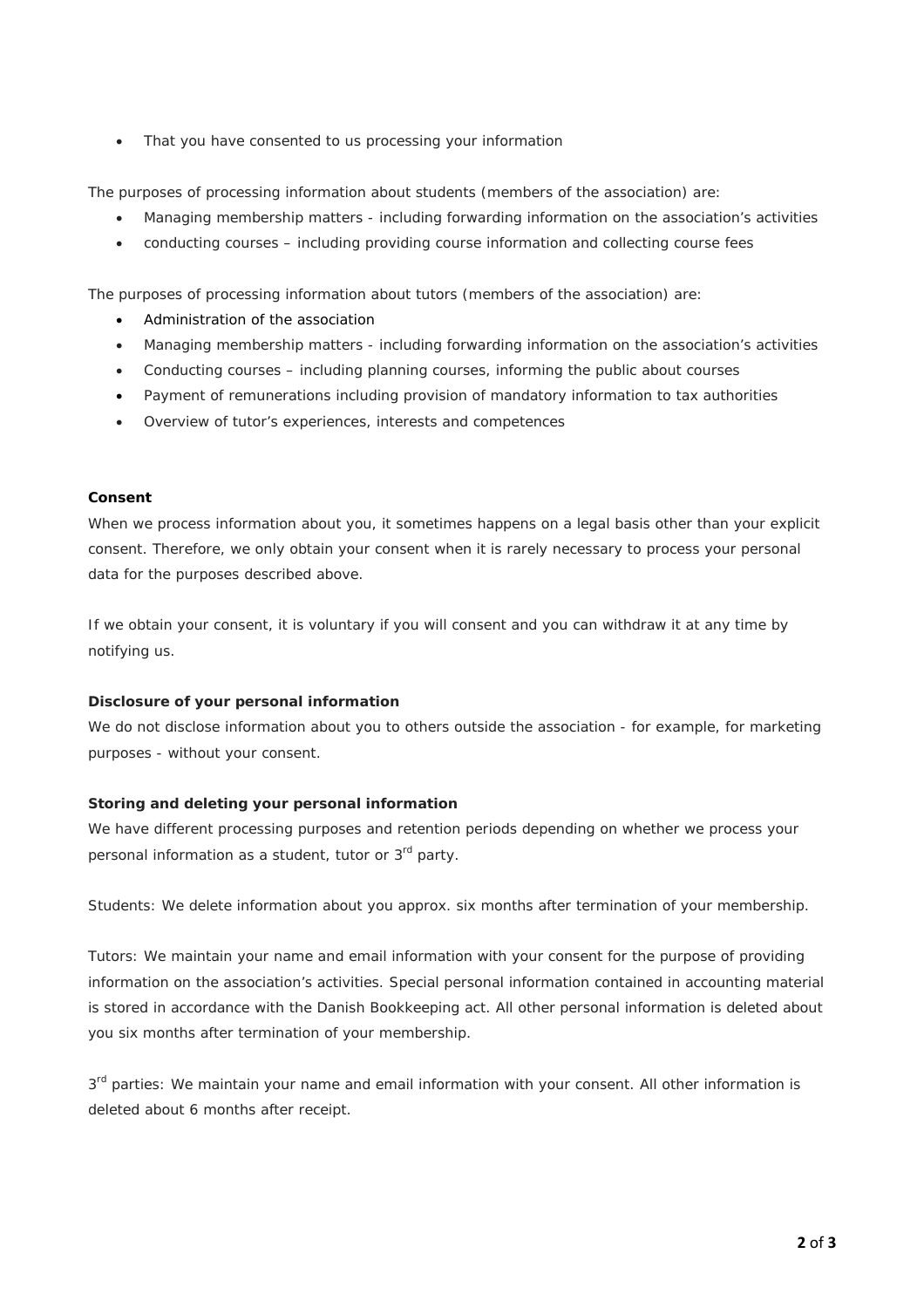- That you have consented to us processing your information

The purposes of processing information about students (members of the association) are:

- Managing membership matters - including forwarding information on the association's activities
- conducting courses – including providing course information and collecting course fees

The purposes of processing information about tutors (members of the association) are:

- Administration of the association
- Managing membership matters - including forwarding information on the association's activities
- Conducting courses – including planning courses, informing the public about courses
- Payment of remunerations including provision of mandatory information to tax authorities
- Overview of tutor's experiences, interests and competences

**Consent**

When we process information about you, it sometimes happens on a legal basis other than your explicit consent. Therefore, we only obtain your consent when it is rarely necessary to process your personal data for the purposes described above.

If we obtain your consent, it is voluntary if you will consent and you can withdraw it at any time by notifying us.

**Disclosure of your personal information**

We do not disclose information about you to others outside the association - for example, for marketing purposes - without your consent.

**Storing and deleting your personal information**

We have different processing purposes and retention periods depending on whether we process your personal information as a student, tutor or 3rd party.

Students: We delete information about you approx. six months after termination of your membership.

Tutors: We maintain your name and email information with your consent for the purpose of providing information on the association's activities. Special personal information contained in accounting material is stored in accordance with the Danish Bookkeeping act. All other personal information is deleted about you six months after termination of your membership.

3rd parties: We maintain your name and email information with your consent. All other information is deleted about 6 months after receipt.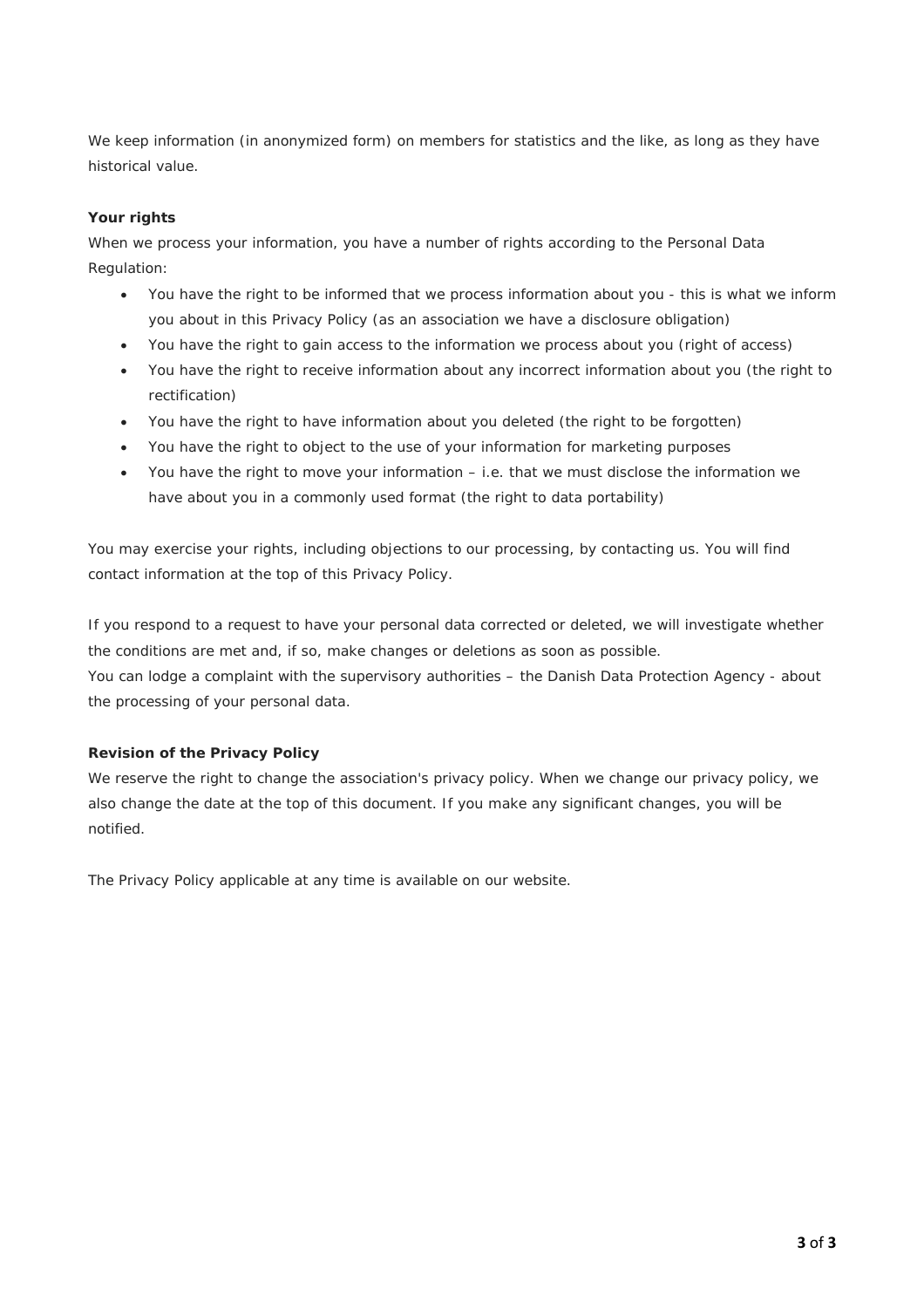We keep information (in anonymized form) on members for statistics and the like, as long as they have historical value.

**Your rights**

When we process your information, you have a number of rights according to the Personal Data Regulation:

- You have the right to be informed that we process information about you - this is what we inform you about in this Privacy Policy (as an association we have a disclosure obligation)
- You have the right to gain access to the information we process about you (right of access)
- You have the right to receive information about any incorrect information about you (the right to rectification)
- You have the right to have information about you deleted (the right to be forgotten)
- You have the right to object to the use of your information for marketing purposes
- You have the right to move your information – i.e. that we must disclose the information we have about you in a commonly used format (the right to data portability)

You may exercise your rights, including objections to our processing, by contacting us. You will find contact information at the top of this Privacy Policy.

If you respond to a request to have your personal data corrected or deleted, we will investigate whether the conditions are met and, if so, make changes or deletions as soon as possible.
You can lodge a complaint with the supervisory authorities – the Danish Data Protection Agency - about the processing of your personal data.

**Revision of the Privacy Policy**

We reserve the right to change the association's privacy policy. When we change our privacy policy, we also change the date at the top of this document. If you make any significant changes, you will be notified.

The Privacy Policy applicable at any time is available on our website.